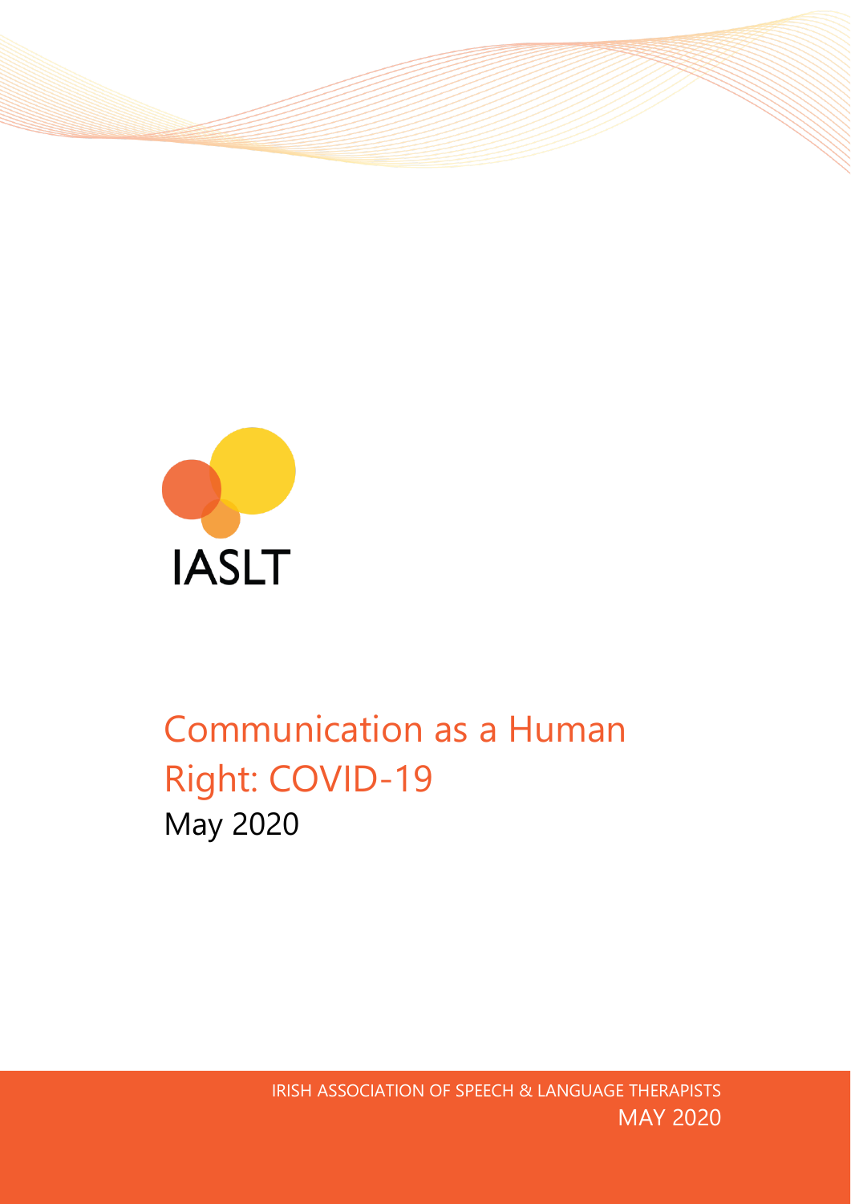IASLT

# Communication as a Human Right: COVID-19

May 2020

IRISH ASSOCIATION OF SPEECH & LANGUAGE THERAPISTS

MAY 2020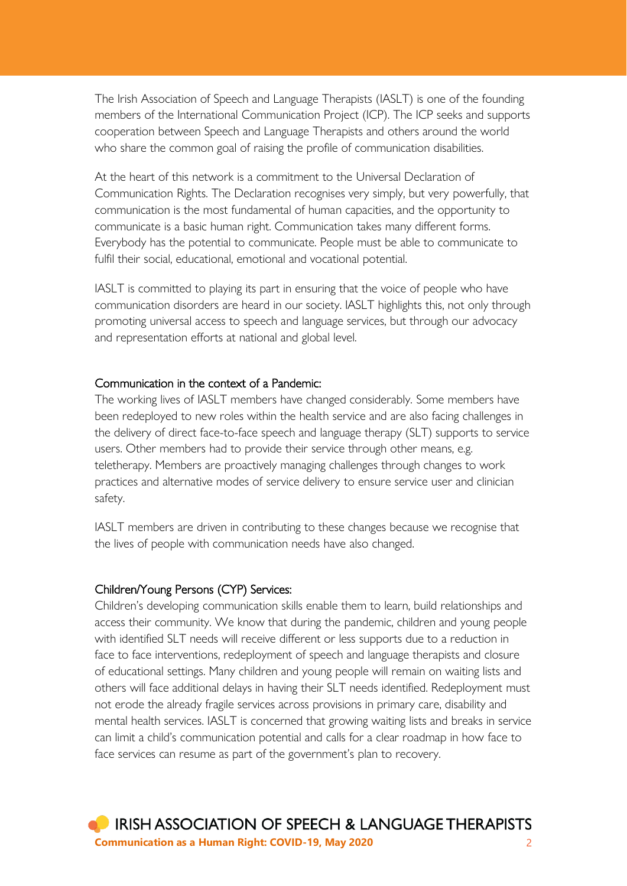The Irish Association of Speech and Language Therapists (IASLT) is one of the founding members of the International Communication Project (ICP). The ICP seeks and supports cooperation between Speech and Language Therapists and others around the world who share the common goal of raising the profile of communication disabilities.

At the heart of this network is a commitment to the Universal Declaration of Communication Rights. The Declaration recognises very simply, but very powerfully, that communication is the most fundamental of human capacities, and the opportunity to communicate is a basic human right. Communication takes many different forms. Everybody has the potential to communicate. People must be able to communicate to fulfil their social, educational, emotional and vocational potential.

IASLT is committed to playing its part in ensuring that the voice of people who have communication disorders are heard in our society. IASLT highlights this, not only through promoting universal access to speech and language services, but through our advocacy and representation efforts at national and global level.

## Communication in the context of a Pandemic:

The working lives of IASLT members have changed considerably. Some members have been redeployed to new roles within the health service and are also facing challenges in the delivery of direct face-to-face speech and language therapy (SLT) supports to service users. Other members had to provide their service through other means, e.g. teletherapy. Members are proactively managing challenges through changes to work practices and alternative modes of service delivery to ensure service user and clinician safety.

IASLT members are driven in contributing to these changes because we recognise that the lives of people with communication needs have also changed.

## Children/Young Persons (CYP) Services:

Children's developing communication skills enable them to learn, build relationships and access their community. We know that during the pandemic, children and young people with identified SLT needs will receive different or less supports due to a reduction in face to face interventions, redeployment of speech and language therapists and closure of educational settings. Many children and young people will remain on waiting lists and others will face additional delays in having their SLT needs identified. Redeployment must not erode the already fragile services across provisions in primary care, disability and mental health services. IASLT is concerned that growing waiting lists and breaks in service can limit a child's communication potential and calls for a clear roadmap in how face to face services can resume as part of the government's plan to recovery.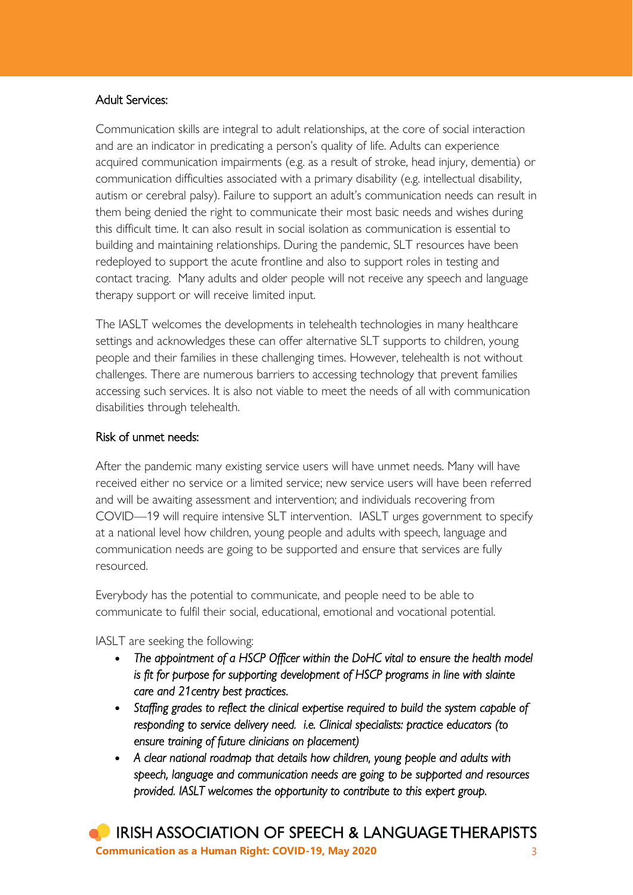## Adult Services:

Communication skills are integral to adult relationships, at the core of social interaction and are an indicator in predicating a person's quality of life. Adults can experience acquired communication impairments (e.g. as a result of stroke, head injury, dementia) or communication difficulties associated with a primary disability (e.g. intellectual disability, autism or cerebral palsy). Failure to support an adult's communication needs can result in them being denied the right to communicate their most basic needs and wishes during this difficult time. It can also result in social isolation as communication is essential to building and maintaining relationships. During the pandemic, SLT resources have been redeployed to support the acute frontline and also to support roles in testing and contact tracing. Many adults and older people will not receive any speech and language therapy support or will receive limited input.

The IASLT welcomes the developments in telehealth technologies in many healthcare settings and acknowledges these can offer alternative SLT supports to children, young people and their families in these challenging times. However, telehealth is not without challenges. There are numerous barriers to accessing technology that prevent families accessing such services. It is also not viable to meet the needs of all with communication disabilities through telehealth.

## Risk of unmet needs:

After the pandemic many existing service users will have unmet needs. Many will have received either no service or a limited service; new service users will have been referred and will be awaiting assessment and intervention; and individuals recovering from COVID—19 will require intensive SLT intervention. IASLT urges government to specify at a national level how children, young people and adults with speech, language and communication needs are going to be supported and ensure that services are fully resourced.

Everybody has the potential to communicate, and people need to be able to communicate to fulfil their social, educational, emotional and vocational potential.

IASLT are seeking the following:

- *The appointment of a HSCP Officer within the DoHC vital to ensure the health model is fit for purpose for supporting development of HSCP programs in line with slainte care and 21centry best practices.*
- *Staffing grades to reflect the clinical expertise required to build the system capable of responding to service delivery need. i.e. Clinical specialists: practice educators (to ensure training of future clinicians on placement)*
- *A clear national roadmap that details how children, young people and adults with speech, language and communication needs are going to be supported and resources provided. IASLT welcomes the opportunity to contribute to this expert group.*